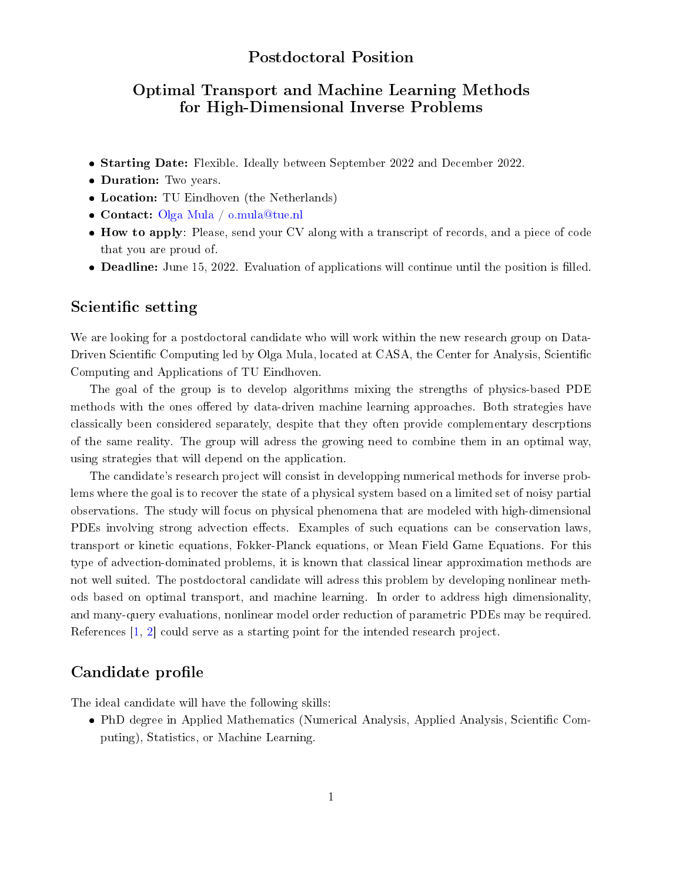# Postdoctoral Position

## Optimal Transport and Machine Learning Methods for High-Dimensional Inverse Problems

- **Starting Date:** Flexible. Ideally between September 2022 and December 2022.
- **Duration:** Two years.
- **Location:** TU Eindhoven (the Netherlands)
- **Contact:** Olga Mula / o.mula@tue.nl
- **How to apply**: Please, send your CV along with a transcript of records, and a piece of code that you are proud of.
- **Deadline:** June 15, 2022. Evaluation of applications will continue until the position is filled.

## Scientific setting

We are looking for a postdoctoral candidate who will work within the new research group on Data-Driven Scientific Computing led by Olga Mula, located at CASA, the Center for Analysis, Scientific Computing and Applications of TU Eindhoven.

The goal of the group is to develop algorithms mixing the strengths of physics-based PDE methods with the ones offered by data-driven machine learning approaches. Both strategies have classically been considered separately, despite that they often provide complementary descrptions of the same reality. The group will adress the growing need to combine them in an optimal way, using strategies that will depend on the application.

The candidate's research project will consist in developping numerical methods for inverse problems where the goal is to recover the state of a physical system based on a limited set of noisy partial observations. The study will focus on physical phenomena that are modeled with high-dimensional PDEs involving strong advection effects. Examples of such equations can be conservation laws, transport or kinetic equations, Fokker-Planck equations, or Mean Field Game Equations. For this type of advection-dominated problems, it is known that classical linear approximation methods are not well suited. The postdoctoral candidate will adress this problem by developing nonlinear methods based on optimal transport, and machine learning. In order to address high dimensionality, and many-query evaluations, nonlinear model order reduction of parametric PDEs may be required. References [1, 2] could serve as a starting point for the intended research project.

## Candidate profile

The ideal candidate will have the following skills:

- PhD degree in Applied Mathematics (Numerical Analysis, Applied Analysis, Scientific Computing), Statistics, or Machine Learning.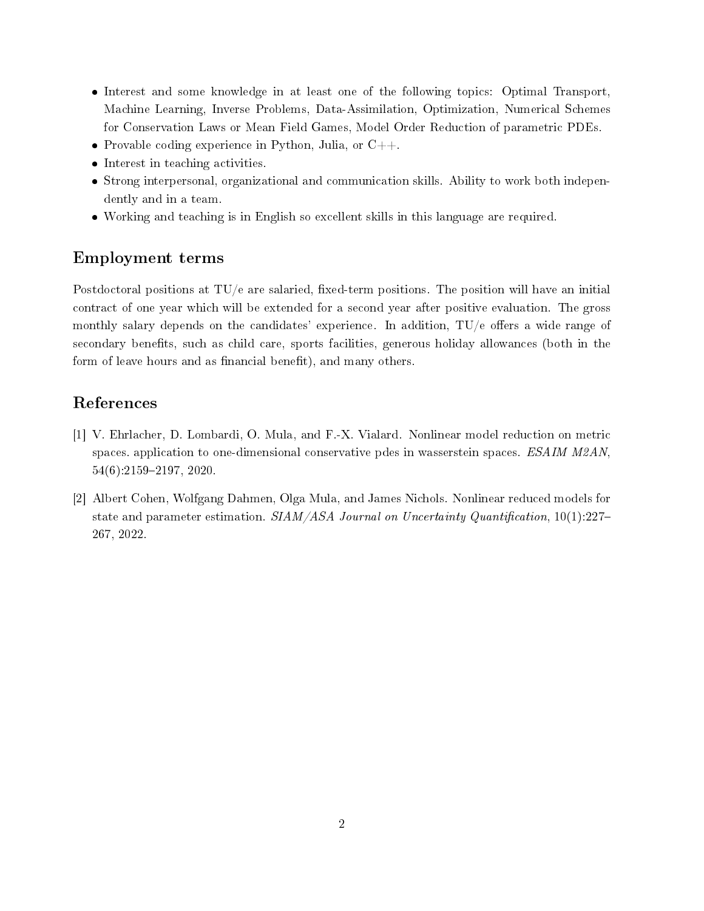- Interest and some knowledge in at least one of the following topics: Optimal Transport, Machine Learning, Inverse Problems, Data-Assimilation, Optimization, Numerical Schemes for Conservation Laws or Mean Field Games, Model Order Reduction of parametric PDEs.
- Provable coding experience in Python, Julia, or C++.
- Interest in teaching activities.
- Strong interpersonal, organizational and communication skills. Ability to work both independently and in a team.
- Working and teaching is in English so excellent skills in this language are required.

## Employment terms

Postdoctoral positions at TU/e are salaried, fixed-term positions. The position will have an initial contract of one year which will be extended for a second year after positive evaluation. The gross monthly salary depends on the candidates' experience. In addition, TU/e offers a wide range of secondary benefits, such as child care, sports facilities, generous holiday allowances (both in the form of leave hours and as financial benefit), and many others.

## References

[1] V. Ehrlacher, D. Lombardi, O. Mula, and F.-X. Vialard. Nonlinear model reduction on metric spaces. application to one-dimensional conservative pdes in wasserstein spaces. *ESAIM M2AN*, 54(6):2159–2197, 2020.

[2] Albert Cohen, Wolfgang Dahmen, Olga Mula, and James Nichols. Nonlinear reduced models for state and parameter estimation. *SIAM/ASA Journal on Uncertainty Quantification*, 10(1):227–267, 2022.